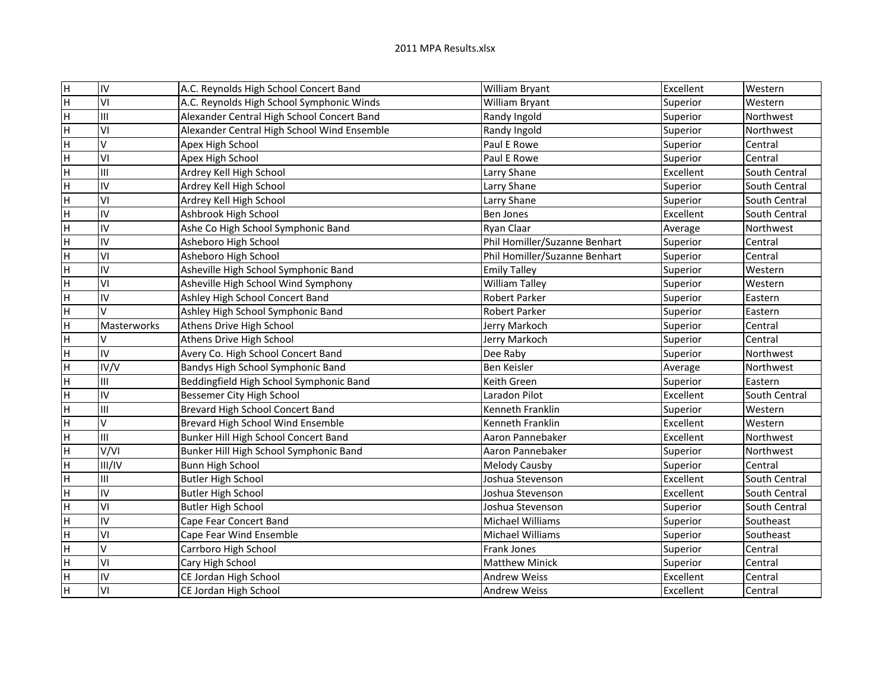| | | | | | |
|---|---|---|---|---|---|
| H | IV | A.C. Reynolds High School Concert Band | William Bryant | Excellent | Western |
| H | VI | A.C. Reynolds High School Symphonic Winds | William Bryant | Superior | Western |
| H | III | Alexander Central High School Concert Band | Randy Ingold | Superior | Northwest |
| H | VI | Alexander Central High School Wind Ensemble | Randy Ingold | Superior | Northwest |
| H | V | Apex High School | Paul E Rowe | Superior | Central |
| H | VI | Apex High School | Paul E Rowe | Superior | Central |
| H | III | Ardrey Kell High School | Larry Shane | Excellent | South Central |
| H | IV | Ardrey Kell High School | Larry Shane | Superior | South Central |
| H | VI | Ardrey Kell High School | Larry Shane | Superior | South Central |
| H | IV | Ashbrook High School | Ben Jones | Excellent | South Central |
| H | IV | Ashe Co High School Symphonic Band | Ryan Claar | Average | Northwest |
| H | IV | Asheboro High School | Phil Homiller/Suzanne Benhart | Superior | Central |
| H | VI | Asheboro High School | Phil Homiller/Suzanne Benhart | Superior | Central |
| H | IV | Asheville High School Symphonic Band | Emily Talley | Superior | Western |
| H | VI | Asheville High School Wind Symphony | William Talley | Superior | Western |
| H | IV | Ashley High School Concert Band | Robert Parker | Superior | Eastern |
| H | V | Ashley High School Symphonic Band | Robert Parker | Superior | Eastern |
| H | Masterworks | Athens Drive High School | Jerry Markoch | Superior | Central |
| H | V | Athens Drive High School | Jerry Markoch | Superior | Central |
| H | IV | Avery Co. High School Concert Band | Dee Raby | Superior | Northwest |
| H | IV/V | Bandys High School Symphonic Band | Ben Keisler | Average | Northwest |
| H | III | Beddingfield High School Symphonic Band | Keith Green | Superior | Eastern |
| H | IV | Bessemer City High School | Laradon Pilot | Excellent | South Central |
| H | III | Brevard High School Concert Band | Kenneth Franklin | Superior | Western |
| H | V | Brevard High School Wind Ensemble | Kenneth Franklin | Excellent | Western |
| H | III | Bunker Hill High School Concert Band | Aaron Pannebaker | Excellent | Northwest |
| H | V/VI | Bunker Hill High School Symphonic Band | Aaron Pannebaker | Superior | Northwest |
| H | III/IV | Bunn High School | Melody Causby | Superior | Central |
| H | III | Butler High School | Joshua Stevenson | Excellent | South Central |
| H | IV | Butler High School | Joshua Stevenson | Excellent | South Central |
| H | VI | Butler High School | Joshua Stevenson | Superior | South Central |
| H | IV | Cape Fear Concert Band | Michael Williams | Superior | Southeast |
| H | VI | Cape Fear Wind Ensemble | Michael Williams | Superior | Southeast |
| H | V | Carrboro High School | Frank Jones | Superior | Central |
| H | VI | Cary High School | Matthew Minick | Superior | Central |
| H | IV | CE Jordan High School | Andrew Weiss | Excellent | Central |
| H | VI | CE Jordan High School | Andrew Weiss | Excellent | Central |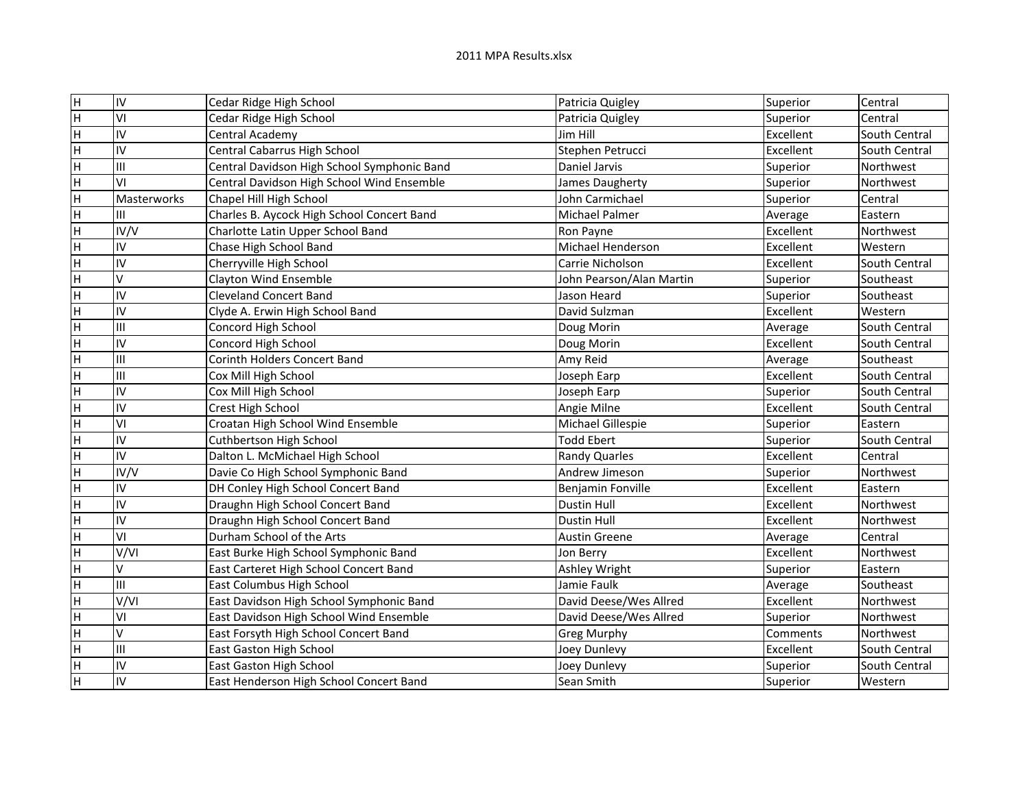| | | | | | |
|---|---|---|---|---|---|
| H | IV | Cedar Ridge High School | Patricia Quigley | Superior | Central |
| H | VI | Cedar Ridge High School | Patricia Quigley | Superior | Central |
| H | IV | Central Academy | Jim Hill | Excellent | South Central |
| H | IV | Central Cabarrus High School | Stephen Petrucci | Excellent | South Central |
| H | III | Central Davidson High School Symphonic Band | Daniel Jarvis | Superior | Northwest |
| H | VI | Central Davidson High School Wind Ensemble | James Daugherty | Superior | Northwest |
| H | Masterworks | Chapel Hill High School | John Carmichael | Superior | Central |
| H | III | Charles B. Aycock High School Concert Band | Michael Palmer | Average | Eastern |
| H | IV/V | Charlotte Latin Upper School Band | Ron Payne | Excellent | Northwest |
| H | IV | Chase High School Band | Michael Henderson | Excellent | Western |
| H | IV | Cherryville High School | Carrie Nicholson | Excellent | South Central |
| H | V | Clayton Wind Ensemble | John Pearson/Alan Martin | Superior | Southeast |
| H | IV | Cleveland Concert Band | Jason Heard | Superior | Southeast |
| H | IV | Clyde A. Erwin High School Band | David Sulzman | Excellent | Western |
| H | III | Concord High School | Doug Morin | Average | South Central |
| H | IV | Concord High School | Doug Morin | Excellent | South Central |
| H | III | Corinth Holders Concert Band | Amy Reid | Average | Southeast |
| H | III | Cox Mill High School | Joseph Earp | Excellent | South Central |
| H | IV | Cox Mill High School | Joseph Earp | Superior | South Central |
| H | IV | Crest High School | Angie Milne | Excellent | South Central |
| H | VI | Croatan High School Wind Ensemble | Michael Gillespie | Superior | Eastern |
| H | IV | Cuthbertson High School | Todd Ebert | Superior | South Central |
| H | IV | Dalton L. McMichael High School | Randy Quarles | Excellent | Central |
| H | IV/V | Davie Co High School Symphonic Band | Andrew Jimeson | Superior | Northwest |
| H | IV | DH Conley High School Concert Band | Benjamin Fonville | Excellent | Eastern |
| H | IV | Draughn High School Concert Band | Dustin Hull | Excellent | Northwest |
| H | IV | Draughn High School Concert Band | Dustin Hull | Excellent | Northwest |
| H | VI | Durham School of the Arts | Austin Greene | Average | Central |
| H | V/VI | East Burke High School Symphonic Band | Jon Berry | Excellent | Northwest |
| H | V | East Carteret High School Concert Band | Ashley Wright | Superior | Eastern |
| H | III | East Columbus High School | Jamie Faulk | Average | Southeast |
| H | V/VI | East Davidson High School Symphonic Band | David Deese/Wes Allred | Excellent | Northwest |
| H | VI | East Davidson High School Wind Ensemble | David Deese/Wes Allred | Superior | Northwest |
| H | V | East Forsyth High School Concert Band | Greg Murphy | Comments | Northwest |
| H | III | East Gaston High School | Joey Dunlevy | Excellent | South Central |
| H | IV | East Gaston High School | Joey Dunlevy | Superior | South Central |
| H | IV | East Henderson High School Concert Band | Sean Smith | Superior | Western |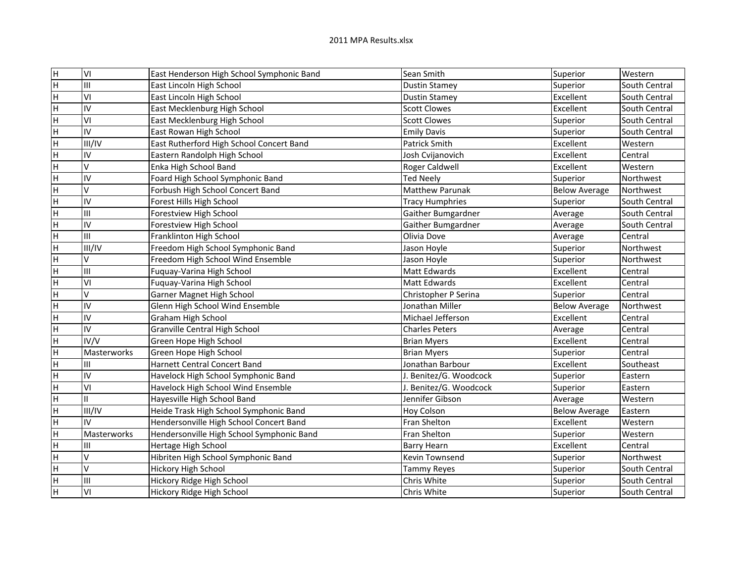| | | | | | |
|---|---|---|---|---|---|
| H | VI | East Henderson High School Symphonic Band | Sean Smith | Superior | Western |
| H | III | East Lincoln High School | Dustin Stamey | Superior | South Central |
| H | VI | East Lincoln High School | Dustin Stamey | Excellent | South Central |
| H | IV | East Mecklenburg High School | Scott Clowes | Excellent | South Central |
| H | VI | East Mecklenburg High School | Scott Clowes | Superior | South Central |
| H | IV | East Rowan High School | Emily Davis | Superior | South Central |
| H | III/IV | East Rutherford High School Concert Band | Patrick Smith | Excellent | Western |
| H | IV | Eastern Randolph High School | Josh Cvijanovich | Excellent | Central |
| H | V | Enka High School Band | Roger Caldwell | Excellent | Western |
| H | IV | Foard High School Symphonic Band | Ted Neely | Superior | Northwest |
| H | V | Forbush High School Concert Band | Matthew Parunak | Below Average | Northwest |
| H | IV | Forest Hills High School | Tracy Humphries | Superior | South Central |
| H | III | Forestview High School | Gaither Bumgardner | Average | South Central |
| H | IV | Forestview High School | Gaither Bumgardner | Average | South Central |
| H | III | Franklinton High School | Olivia Dove | Average | Central |
| H | III/IV | Freedom High School Symphonic Band | Jason Hoyle | Superior | Northwest |
| H | V | Freedom High School Wind Ensemble | Jason Hoyle | Superior | Northwest |
| H | III | Fuquay-Varina High School | Matt Edwards | Excellent | Central |
| H | VI | Fuquay-Varina High School | Matt Edwards | Excellent | Central |
| H | V | Garner Magnet High School | Christopher P Serina | Superior | Central |
| H | IV | Glenn High School Wind Ensemble | Jonathan Miller | Below Average | Northwest |
| H | IV | Graham High School | Michael Jefferson | Excellent | Central |
| H | IV | Granville Central High School | Charles Peters | Average | Central |
| H | IV/V | Green Hope High School | Brian Myers | Excellent | Central |
| H | Masterworks | Green Hope High School | Brian Myers | Superior | Central |
| H | III | Harnett Central Concert Band | Jonathan Barbour | Excellent | Southeast |
| H | IV | Havelock High School Symphonic Band | J. Benitez/G. Woodcock | Superior | Eastern |
| H | VI | Havelock High School Wind Ensemble | J. Benitez/G. Woodcock | Superior | Eastern |
| H | II | Hayesville High School Band | Jennifer Gibson | Average | Western |
| H | III/IV | Heide Trask High School Symphonic Band | Hoy Colson | Below Average | Eastern |
| H | IV | Hendersonville High School Concert Band | Fran Shelton | Excellent | Western |
| H | Masterworks | Hendersonville High School Symphonic Band | Fran Shelton | Superior | Western |
| H | III | Hertage High School | Barry Hearn | Excellent | Central |
| H | V | Hibriten High School Symphonic Band | Kevin Townsend | Superior | Northwest |
| H | V | Hickory High School | Tammy Reyes | Superior | South Central |
| H | III | Hickory Ridge High School | Chris White | Superior | South Central |
| H | VI | Hickory Ridge High School | Chris White | Superior | South Central |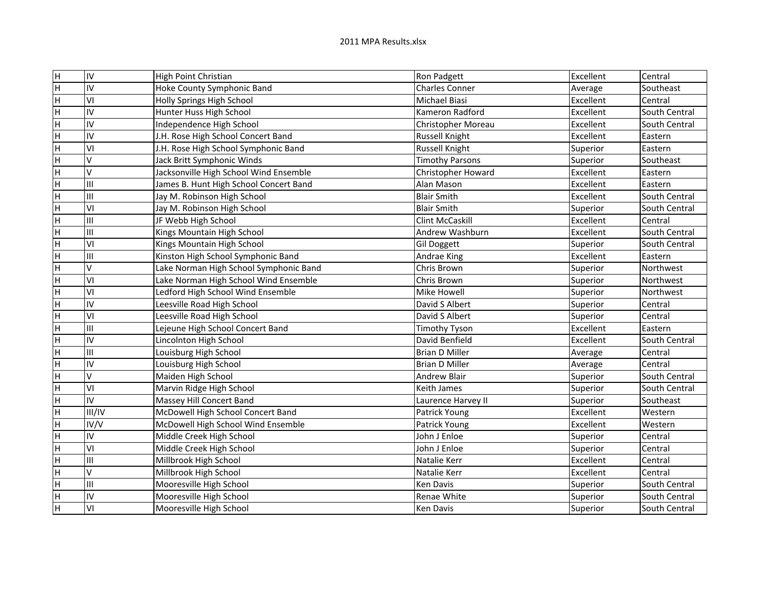| | | | | | |
|---|---|---|---|---|---|
| H | IV | High Point Christian | Ron Padgett | Excellent | Central |
| H | IV | Hoke County Symphonic Band | Charles Conner | Average | Southeast |
| H | VI | Holly Springs High School | Michael Biasi | Excellent | Central |
| H | IV | Hunter Huss High School | Kameron Radford | Excellent | South Central |
| H | IV | Independence High School | Christopher Moreau | Excellent | South Central |
| H | IV | J.H. Rose High School Concert Band | Russell Knight | Excellent | Eastern |
| H | VI | J.H. Rose High School Symphonic Band | Russell Knight | Superior | Eastern |
| H | V | Jack Britt Symphonic Winds | Timothy Parsons | Superior | Southeast |
| H | V | Jacksonville High School Wind Ensemble | Christopher Howard | Excellent | Eastern |
| H | III | James B. Hunt High School Concert Band | Alan Mason | Excellent | Eastern |
| H | III | Jay M. Robinson High School | Blair Smith | Excellent | South Central |
| H | VI | Jay M. Robinson High School | Blair Smith | Superior | South Central |
| H | III | JF Webb High School | Clint McCaskill | Excellent | Central |
| H | III | Kings Mountain High School | Andrew Washburn | Excellent | South Central |
| H | VI | Kings Mountain High School | Gil Doggett | Superior | South Central |
| H | III | Kinston High School Symphonic Band | Andrae King | Excellent | Eastern |
| H | V | Lake Norman High School Symphonic Band | Chris Brown | Superior | Northwest |
| H | VI | Lake Norman High School Wind Ensemble | Chris Brown | Superior | Northwest |
| H | VI | Ledford High School Wind Ensemble | Mike Howell | Superior | Northwest |
| H | IV | Leesville Road High School | David S Albert | Superior | Central |
| H | VI | Leesville Road High School | David S Albert | Superior | Central |
| H | III | Lejeune High School Concert Band | Timothy Tyson | Excellent | Eastern |
| H | IV | Lincolnton High School | David Benfield | Excellent | South Central |
| H | III | Louisburg High School | Brian D Miller | Average | Central |
| H | IV | Louisburg High School | Brian D Miller | Average | Central |
| H | V | Maiden High School | Andrew Blair | Superior | South Central |
| H | VI | Marvin Ridge High School | Keith James | Superior | South Central |
| H | IV | Massey Hill Concert Band | Laurence Harvey II | Superior | Southeast |
| H | III/IV | McDowell High School Concert Band | Patrick Young | Excellent | Western |
| H | IV/V | McDowell High School Wind Ensemble | Patrick Young | Excellent | Western |
| H | IV | Middle Creek High School | John J Enloe | Superior | Central |
| H | VI | Middle Creek High School | John J Enloe | Superior | Central |
| H | III | Millbrook High School | Natalie Kerr | Excellent | Central |
| H | V | Millbrook High School | Natalie Kerr | Excellent | Central |
| H | III | Mooresville High School | Ken Davis | Superior | South Central |
| H | IV | Mooresville High School | Renae White | Superior | South Central |
| H | VI | Mooresville High School | Ken Davis | Superior | South Central |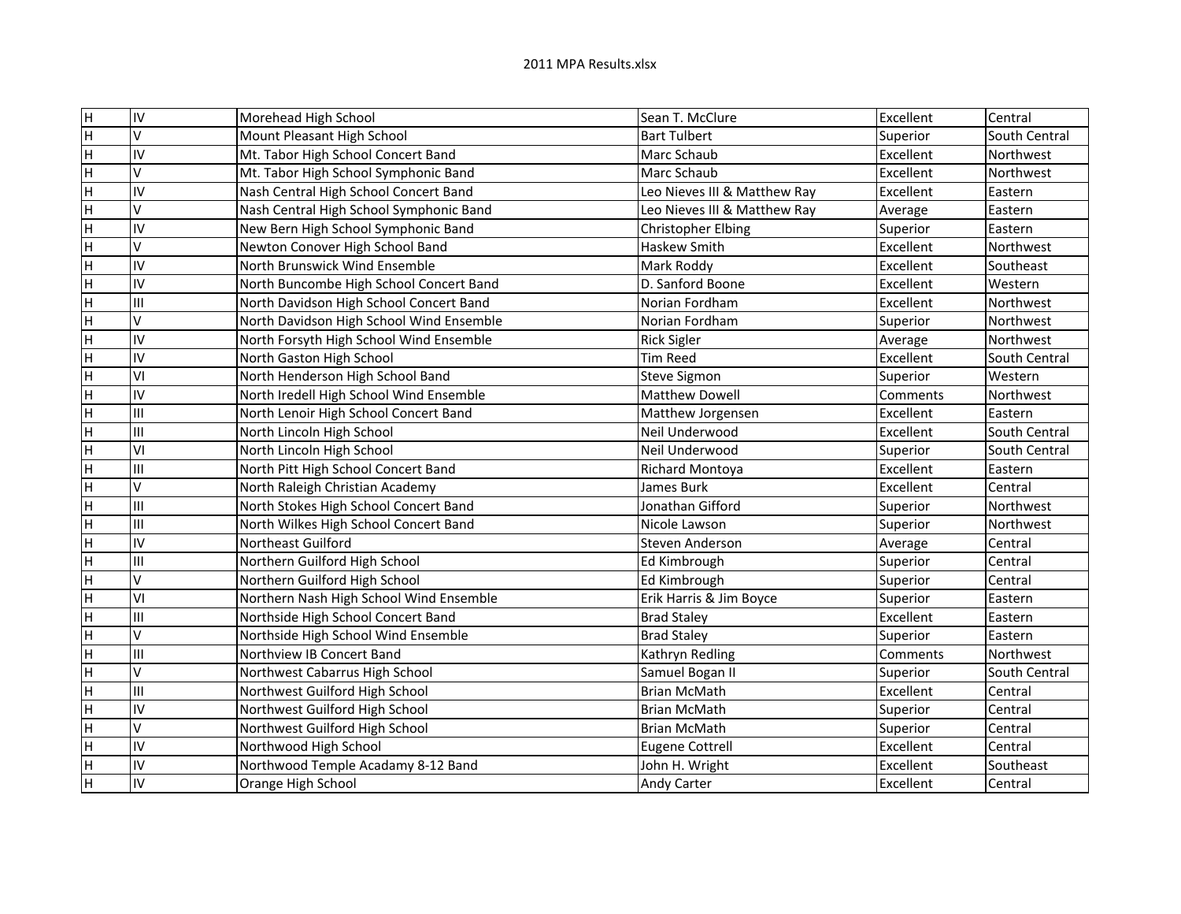| | | | | | |
|---|---|---|---|---|---|
| H | IV | Morehead High School | Sean T. McClure | Excellent | Central |
| H | V | Mount Pleasant High School | Bart Tulbert | Superior | South Central |
| H | IV | Mt. Tabor High School Concert Band | Marc Schaub | Excellent | Northwest |
| H | V | Mt. Tabor High School Symphonic Band | Marc Schaub | Excellent | Northwest |
| H | IV | Nash Central High School Concert Band | Leo Nieves III & Matthew Ray | Excellent | Eastern |
| H | V | Nash Central High School Symphonic Band | Leo Nieves III & Matthew Ray | Average | Eastern |
| H | IV | New Bern High School Symphonic Band | Christopher Elbing | Superior | Eastern |
| H | V | Newton Conover High School Band | Haskew Smith | Excellent | Northwest |
| H | IV | North Brunswick Wind Ensemble | Mark Roddy | Excellent | Southeast |
| H | IV | North Buncombe High School Concert Band | D. Sanford Boone | Excellent | Western |
| H | III | North Davidson High School Concert Band | Norian Fordham | Excellent | Northwest |
| H | V | North Davidson High School Wind Ensemble | Norian Fordham | Superior | Northwest |
| H | IV | North Forsyth High School Wind Ensemble | Rick Sigler | Average | Northwest |
| H | IV | North Gaston High School | Tim Reed | Excellent | South Central |
| H | VI | North Henderson High School Band | Steve Sigmon | Superior | Western |
| H | IV | North Iredell High School Wind Ensemble | Matthew Dowell | Comments | Northwest |
| H | III | North Lenoir High School Concert Band | Matthew Jorgensen | Excellent | Eastern |
| H | III | North Lincoln High School | Neil Underwood | Excellent | South Central |
| H | VI | North Lincoln High School | Neil Underwood | Superior | South Central |
| H | III | North Pitt High School Concert Band | Richard Montoya | Excellent | Eastern |
| H | V | North Raleigh Christian Academy | James Burk | Excellent | Central |
| H | III | North Stokes High School Concert Band | Jonathan Gifford | Superior | Northwest |
| H | III | North Wilkes High School Concert Band | Nicole Lawson | Superior | Northwest |
| H | IV | Northeast Guilford | Steven Anderson | Average | Central |
| H | III | Northern Guilford High School | Ed Kimbrough | Superior | Central |
| H | V | Northern Guilford High School | Ed Kimbrough | Superior | Central |
| H | VI | Northern Nash High School Wind Ensemble | Erik Harris & Jim Boyce | Superior | Eastern |
| H | III | Northside High School Concert Band | Brad Staley | Excellent | Eastern |
| H | V | Northside High School Wind Ensemble | Brad Staley | Superior | Eastern |
| H | III | Northview IB Concert Band | Kathryn Redling | Comments | Northwest |
| H | V | Northwest Cabarrus High School | Samuel Bogan II | Superior | South Central |
| H | III | Northwest Guilford High School | Brian McMath | Excellent | Central |
| H | IV | Northwest Guilford High School | Brian McMath | Superior | Central |
| H | V | Northwest Guilford High School | Brian McMath | Superior | Central |
| H | IV | Northwood High School | Eugene Cottrell | Excellent | Central |
| H | IV | Northwood Temple Acadamy 8-12 Band | John H. Wright | Excellent | Southeast |
| H | IV | Orange High School | Andy Carter | Excellent | Central |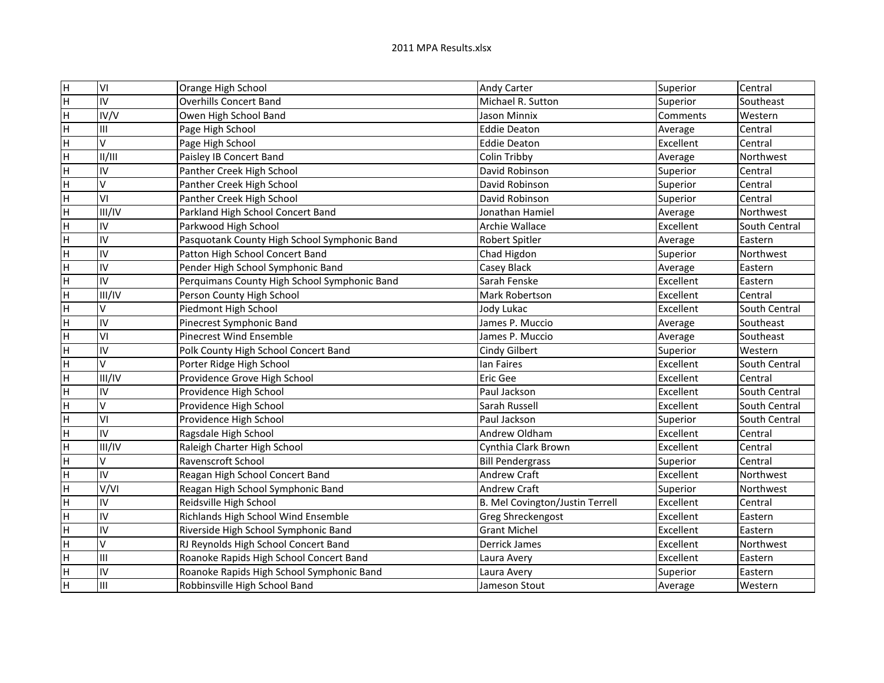| | | | | | |
|---|---|---|---|---|---|
| H | VI | Orange High School | Andy Carter | Superior | Central |
| H | IV | Overhills Concert Band | Michael R. Sutton | Superior | Southeast |
| H | IV/V | Owen High School Band | Jason Minnix | Comments | Western |
| H | III | Page High School | Eddie Deaton | Average | Central |
| H | V | Page High School | Eddie Deaton | Excellent | Central |
| H | II/III | Paisley IB Concert Band | Colin Tribby | Average | Northwest |
| H | IV | Panther Creek High School | David Robinson | Superior | Central |
| H | V | Panther Creek High School | David Robinson | Superior | Central |
| H | VI | Panther Creek High School | David Robinson | Superior | Central |
| H | III/IV | Parkland High School Concert Band | Jonathan Hamiel | Average | Northwest |
| H | IV | Parkwood High School | Archie Wallace | Excellent | South Central |
| H | IV | Pasquotank County High School Symphonic Band | Robert Spitler | Average | Eastern |
| H | IV | Patton High School Concert Band | Chad Higdon | Superior | Northwest |
| H | IV | Pender High School Symphonic Band | Casey Black | Average | Eastern |
| H | IV | Perquimans County High School Symphonic Band | Sarah Fenske | Excellent | Eastern |
| H | III/IV | Person County High School | Mark Robertson | Excellent | Central |
| H | V | Piedmont High School | Jody Lukac | Excellent | South Central |
| H | IV | Pinecrest Symphonic Band | James P. Muccio | Average | Southeast |
| H | VI | Pinecrest Wind Ensemble | James P. Muccio | Average | Southeast |
| H | IV | Polk County High School Concert Band | Cindy Gilbert | Superior | Western |
| H | V | Porter Ridge High School | Ian Faires | Excellent | South Central |
| H | III/IV | Providence Grove High School | Eric Gee | Excellent | Central |
| H | IV | Providence High School | Paul Jackson | Excellent | South Central |
| H | V | Providence High School | Sarah Russell | Excellent | South Central |
| H | VI | Providence High School | Paul Jackson | Superior | South Central |
| H | IV | Ragsdale High School | Andrew Oldham | Excellent | Central |
| H | III/IV | Raleigh Charter High School | Cynthia Clark Brown | Excellent | Central |
| H | V | Ravenscroft School | Bill Pendergrass | Superior | Central |
| H | IV | Reagan High School Concert Band | Andrew Craft | Excellent | Northwest |
| H | V/VI | Reagan High School Symphonic Band | Andrew Craft | Superior | Northwest |
| H | IV | Reidsville High School | B. Mel Covington/Justin Terrell | Excellent | Central |
| H | IV | Richlands High School Wind Ensemble | Greg Shreckengost | Excellent | Eastern |
| H | IV | Riverside High School Symphonic Band | Grant Michel | Excellent | Eastern |
| H | V | RJ Reynolds High School Concert Band | Derrick James | Excellent | Northwest |
| H | III | Roanoke Rapids High School Concert Band | Laura Avery | Excellent | Eastern |
| H | IV | Roanoke Rapids High School Symphonic Band | Laura Avery | Superior | Eastern |
| H | III | Robbinsville High School Band | Jameson Stout | Average | Western |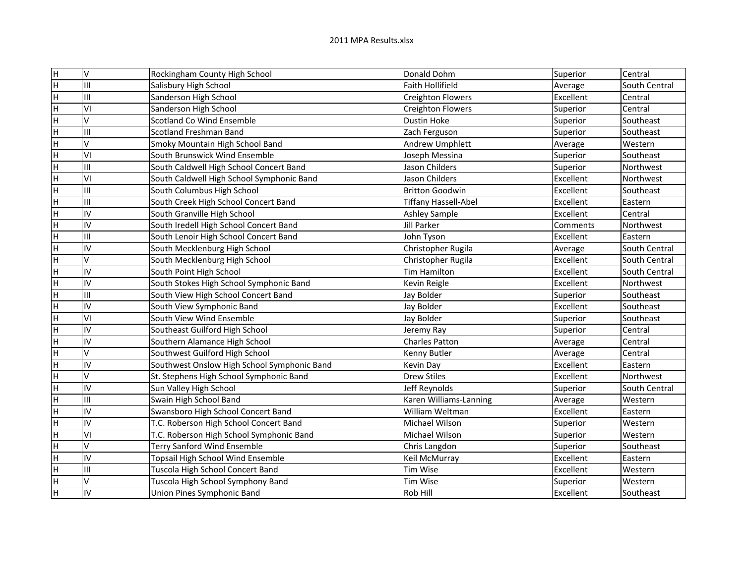| | | | | | |
|---|---|---|---|---|---|
| H | V | Rockingham County High School | Donald Dohm | Superior | Central |
| H | III | Salisbury High School | Faith Hollifield | Average | South Central |
| H | III | Sanderson High School | Creighton Flowers | Excellent | Central |
| H | VI | Sanderson High School | Creighton Flowers | Superior | Central |
| H | V | Scotland Co Wind Ensemble | Dustin Hoke | Superior | Southeast |
| H | III | Scotland Freshman Band | Zach Ferguson | Superior | Southeast |
| H | V | Smoky Mountain High School Band | Andrew Umphlett | Average | Western |
| H | VI | South Brunswick Wind Ensemble | Joseph Messina | Superior | Southeast |
| H | III | South Caldwell High School Concert Band | Jason Childers | Superior | Northwest |
| H | VI | South Caldwell High School Symphonic Band | Jason Childers | Excellent | Northwest |
| H | III | South Columbus High School | Britton Goodwin | Excellent | Southeast |
| H | III | South Creek High School Concert Band | Tiffany Hassell-Abel | Excellent | Eastern |
| H | IV | South Granville High School | Ashley Sample | Excellent | Central |
| H | IV | South Iredell High School Concert Band | Jill Parker | Comments | Northwest |
| H | III | South Lenoir High School Concert Band | John Tyson | Excellent | Eastern |
| H | IV | South Mecklenburg High School | Christopher Rugila | Average | South Central |
| H | V | South Mecklenburg High School | Christopher Rugila | Excellent | South Central |
| H | IV | South Point High School | Tim Hamilton | Excellent | South Central |
| H | IV | South Stokes High School Symphonic Band | Kevin Reigle | Excellent | Northwest |
| H | III | South View High School Concert Band | Jay Bolder | Superior | Southeast |
| H | IV | South View Symphonic Band | Jay Bolder | Excellent | Southeast |
| H | VI | South View Wind Ensemble | Jay Bolder | Superior | Southeast |
| H | IV | Southeast Guilford High School | Jeremy Ray | Superior | Central |
| H | IV | Southern Alamance High School | Charles Patton | Average | Central |
| H | V | Southwest Guilford High School | Kenny Butler | Average | Central |
| H | IV | Southwest Onslow High School Symphonic Band | Kevin Day | Excellent | Eastern |
| H | V | St. Stephens High School Symphonic Band | Drew Stiles | Excellent | Northwest |
| H | IV | Sun Valley High School | Jeff Reynolds | Superior | South Central |
| H | III | Swain High School Band | Karen Williams-Lanning | Average | Western |
| H | IV | Swansboro High School Concert Band | William Weltman | Excellent | Eastern |
| H | IV | T.C. Roberson High School Concert Band | Michael Wilson | Superior | Western |
| H | VI | T.C. Roberson High School Symphonic Band | Michael Wilson | Superior | Western |
| H | V | Terry Sanford Wind Ensemble | Chris Langdon | Superior | Southeast |
| H | IV | Topsail High School Wind Ensemble | Keil McMurray | Excellent | Eastern |
| H | III | Tuscola High School Concert Band | Tim Wise | Excellent | Western |
| H | V | Tuscola High School Symphony Band | Tim Wise | Superior | Western |
| H | IV | Union Pines Symphonic Band | Rob Hill | Excellent | Southeast |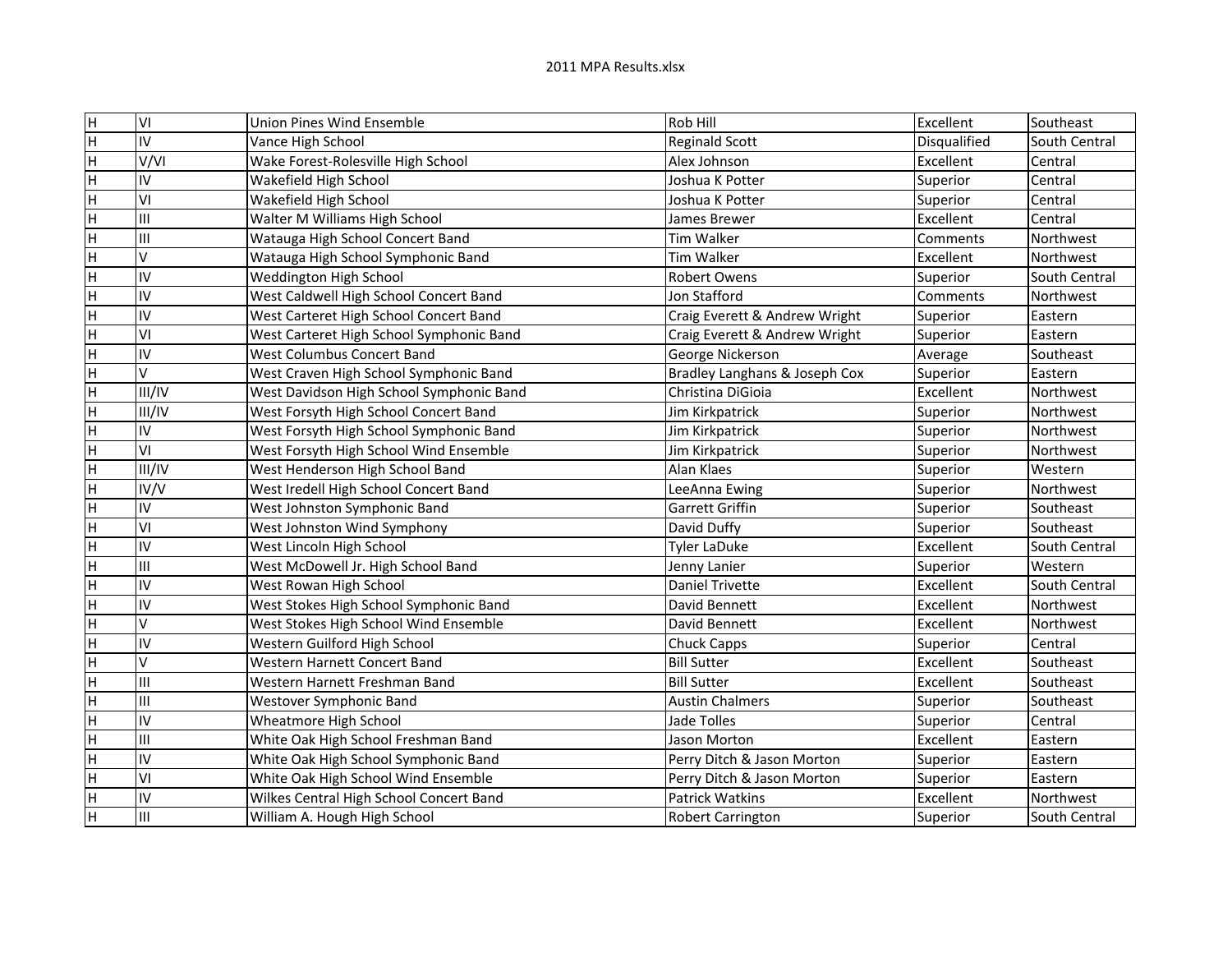| | | | | | |
|---|---|---|---|---|---|
| H | VI | Union Pines Wind Ensemble | Rob Hill | Excellent | Southeast |
| H | IV | Vance High School | Reginald Scott | Disqualified | South Central |
| H | V/VI | Wake Forest-Rolesville High School | Alex Johnson | Excellent | Central |
| H | IV | Wakefield High School | Joshua K Potter | Superior | Central |
| H | VI | Wakefield High School | Joshua K Potter | Superior | Central |
| H | III | Walter M Williams High School | James Brewer | Excellent | Central |
| H | III | Watauga High School Concert Band | Tim Walker | Comments | Northwest |
| H | V | Watauga High School Symphonic Band | Tim Walker | Excellent | Northwest |
| H | IV | Weddington High School | Robert Owens | Superior | South Central |
| H | IV | West Caldwell High School Concert Band | Jon Stafford | Comments | Northwest |
| H | IV | West Carteret High School Concert Band | Craig Everett & Andrew Wright | Superior | Eastern |
| H | VI | West Carteret High School Symphonic Band | Craig Everett & Andrew Wright | Superior | Eastern |
| H | IV | West Columbus Concert Band | George Nickerson | Average | Southeast |
| H | V | West Craven High School Symphonic Band | Bradley Langhans & Joseph Cox | Superior | Eastern |
| H | III/IV | West Davidson High School Symphonic Band | Christina DiGioia | Excellent | Northwest |
| H | III/IV | West Forsyth High School Concert Band | Jim Kirkpatrick | Superior | Northwest |
| H | IV | West Forsyth High School Symphonic Band | Jim Kirkpatrick | Superior | Northwest |
| H | VI | West Forsyth High School Wind Ensemble | Jim Kirkpatrick | Superior | Northwest |
| H | III/IV | West Henderson High School Band | Alan Klaes | Superior | Western |
| H | IV/V | West Iredell High School Concert Band | LeeAnna Ewing | Superior | Northwest |
| H | IV | West Johnston Symphonic Band | Garrett Griffin | Superior | Southeast |
| H | VI | West Johnston Wind Symphony | David Duffy | Superior | Southeast |
| H | IV | West Lincoln High School | Tyler LaDuke | Excellent | South Central |
| H | III | West McDowell Jr. High School Band | Jenny Lanier | Superior | Western |
| H | IV | West Rowan High School | Daniel Trivette | Excellent | South Central |
| H | IV | West Stokes High School Symphonic Band | David Bennett | Excellent | Northwest |
| H | V | West Stokes High School Wind Ensemble | David Bennett | Excellent | Northwest |
| H | IV | Western Guilford High School | Chuck Capps | Superior | Central |
| H | V | Western Harnett Concert Band | Bill Sutter | Excellent | Southeast |
| H | III | Western Harnett Freshman Band | Bill Sutter | Excellent | Southeast |
| H | III | Westover Symphonic Band | Austin Chalmers | Superior | Southeast |
| H | IV | Wheatmore High School | Jade Tolles | Superior | Central |
| H | III | White Oak High School Freshman Band | Jason Morton | Excellent | Eastern |
| H | IV | White Oak High School Symphonic Band | Perry Ditch & Jason Morton | Superior | Eastern |
| H | VI | White Oak High School Wind Ensemble | Perry Ditch & Jason Morton | Superior | Eastern |
| H | IV | Wilkes Central High School Concert Band | Patrick Watkins | Excellent | Northwest |
| H | III | William A. Hough High School | Robert Carrington | Superior | South Central |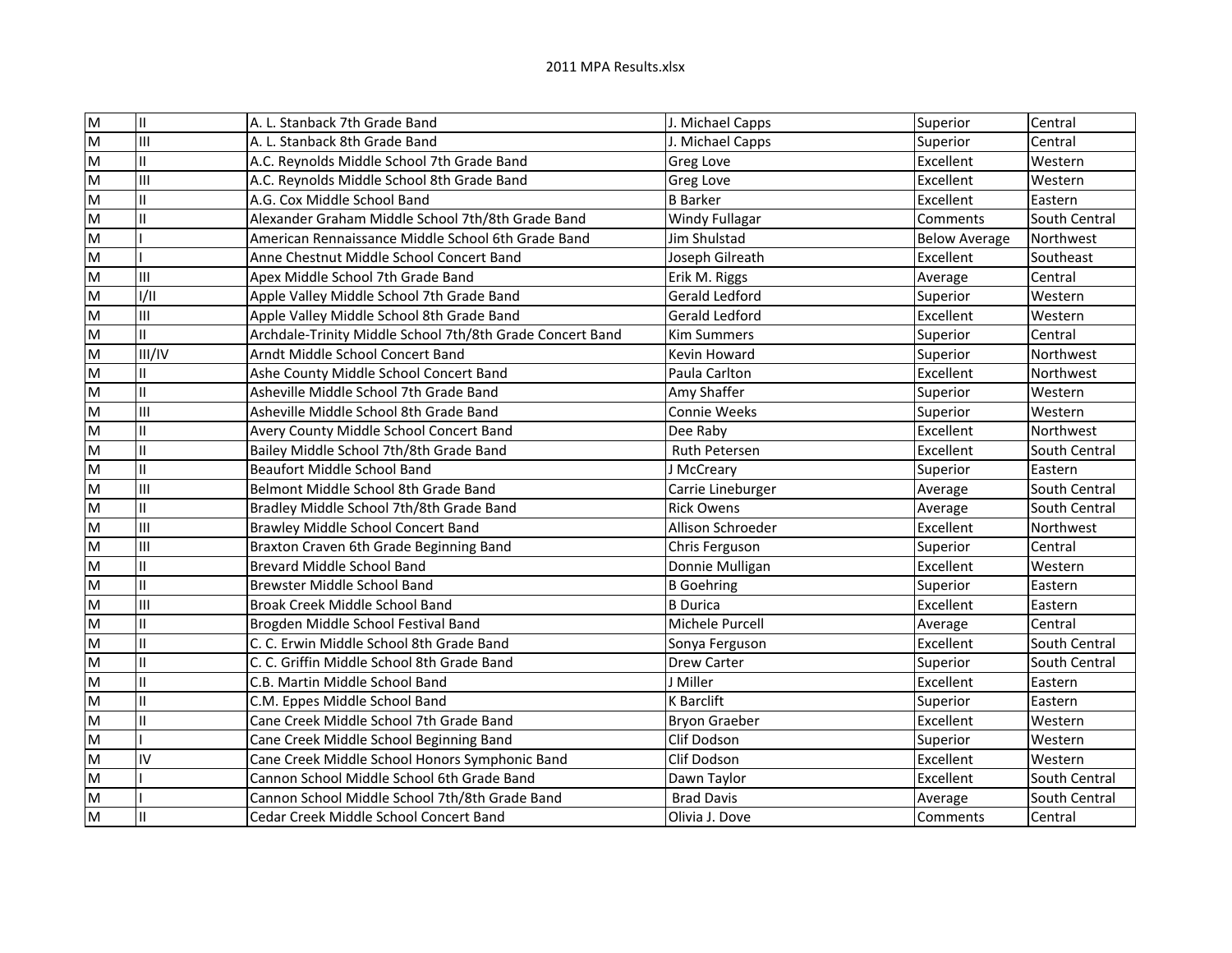| | | | | | |
|---|---|---|---|---|---|
| M | II | A. L. Stanback 7th Grade Band | J. Michael Capps | Superior | Central |
| M | III | A. L. Stanback 8th Grade Band | J. Michael Capps | Superior | Central |
| M | II | A.C. Reynolds Middle School 7th Grade Band | Greg Love | Excellent | Western |
| M | III | A.C. Reynolds Middle School 8th Grade Band | Greg Love | Excellent | Western |
| M | II | A.G. Cox Middle School Band | B Barker | Excellent | Eastern |
| M | II | Alexander Graham Middle School 7th/8th Grade Band | Windy Fullagar | Comments | South Central |
| M | I | American Rennaissance Middle School 6th Grade Band | Jim Shulstad | Below Average | Northwest |
| M | I | Anne Chestnut Middle School Concert Band | Joseph Gilreath | Excellent | Southeast |
| M | III | Apex Middle School 7th Grade Band | Erik M. Riggs | Average | Central |
| M | I/II | Apple Valley Middle School 7th Grade Band | Gerald Ledford | Superior | Western |
| M | III | Apple Valley Middle School 8th Grade Band | Gerald Ledford | Excellent | Western |
| M | II | Archdale-Trinity Middle School 7th/8th Grade Concert Band | Kim Summers | Superior | Central |
| M | III/IV | Arndt Middle School Concert Band | Kevin Howard | Superior | Northwest |
| M | II | Ashe County Middle School Concert Band | Paula Carlton | Excellent | Northwest |
| M | II | Asheville Middle School 7th Grade Band | Amy Shaffer | Superior | Western |
| M | III | Asheville Middle School 8th Grade Band | Connie Weeks | Superior | Western |
| M | II | Avery County Middle School Concert Band | Dee Raby | Excellent | Northwest |
| M | II | Bailey Middle School 7th/8th Grade Band | Ruth Petersen | Excellent | South Central |
| M | II | Beaufort Middle School Band | J McCreary | Superior | Eastern |
| M | III | Belmont Middle School 8th Grade Band | Carrie Lineburger | Average | South Central |
| M | II | Bradley Middle School 7th/8th Grade Band | Rick Owens | Average | South Central |
| M | III | Brawley Middle School Concert Band | Allison Schroeder | Excellent | Northwest |
| M | III | Braxton Craven 6th Grade Beginning Band | Chris Ferguson | Superior | Central |
| M | II | Brevard Middle School Band | Donnie Mulligan | Excellent | Western |
| M | II | Brewster Middle School Band | B Goehring | Superior | Eastern |
| M | III | Broak Creek Middle School Band | B Durica | Excellent | Eastern |
| M | II | Brogden Middle School Festival Band | Michele Purcell | Average | Central |
| M | II | C. C. Erwin Middle School 8th Grade Band | Sonya Ferguson | Excellent | South Central |
| M | II | C. C. Griffin Middle School 8th Grade Band | Drew Carter | Superior | South Central |
| M | II | C.B. Martin Middle School Band | J Miller | Excellent | Eastern |
| M | II | C.M. Eppes Middle School Band | K Barclift | Superior | Eastern |
| M | II | Cane Creek Middle School 7th Grade Band | Bryon Graeber | Excellent | Western |
| M | I | Cane Creek Middle School Beginning Band | Clif Dodson | Superior | Western |
| M | IV | Cane Creek Middle School Honors Symphonic Band | Clif Dodson | Excellent | Western |
| M | I | Cannon School Middle School 6th Grade Band | Dawn Taylor | Excellent | South Central |
| M | I | Cannon School Middle School 7th/8th Grade Band | Brad Davis | Average | South Central |
| M | II | Cedar Creek Middle School Concert Band | Olivia J. Dove | Comments | Central |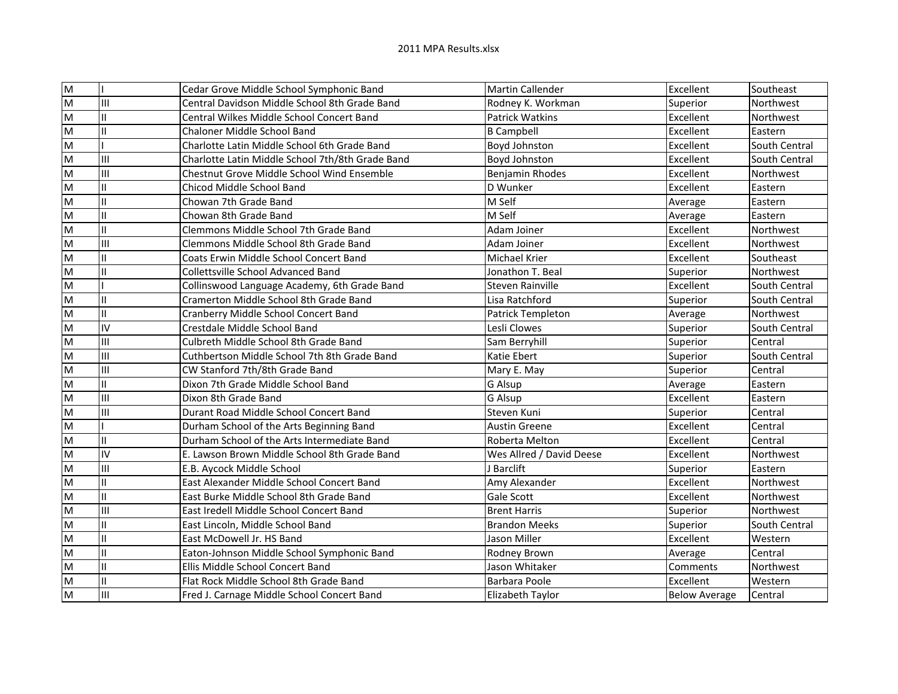| | | | | | |
|---|---|---|---|---|---|
| M | I | Cedar Grove Middle School Symphonic Band | Martin Callender | Excellent | Southeast |
| M | III | Central Davidson Middle School 8th Grade Band | Rodney K. Workman | Superior | Northwest |
| M | II | Central Wilkes Middle School Concert Band | Patrick Watkins | Excellent | Northwest |
| M | II | Chaloner Middle School Band | B Campbell | Excellent | Eastern |
| M | I | Charlotte Latin Middle School 6th Grade Band | Boyd Johnston | Excellent | South Central |
| M | III | Charlotte Latin Middle School 7th/8th Grade Band | Boyd Johnston | Excellent | South Central |
| M | III | Chestnut Grove Middle School Wind Ensemble | Benjamin Rhodes | Excellent | Northwest |
| M | II | Chicod Middle School Band | D Wunker | Excellent | Eastern |
| M | II | Chowan 7th Grade Band | M Self | Average | Eastern |
| M | II | Chowan 8th Grade Band | M Self | Average | Eastern |
| M | II | Clemmons Middle School 7th Grade Band | Adam Joiner | Excellent | Northwest |
| M | III | Clemmons Middle School 8th Grade Band | Adam Joiner | Excellent | Northwest |
| M | II | Coats Erwin Middle School Concert Band | Michael Krier | Excellent | Southeast |
| M | II | Collettsville School Advanced Band | Jonathon T. Beal | Superior | Northwest |
| M | I | Collinswood Language Academy, 6th Grade Band | Steven Rainville | Excellent | South Central |
| M | II | Cramerton Middle School 8th Grade Band | Lisa Ratchford | Superior | South Central |
| M | II | Cranberry Middle School Concert Band | Patrick Templeton | Average | Northwest |
| M | IV | Crestdale Middle School Band | Lesli Clowes | Superior | South Central |
| M | III | Culbreth Middle School 8th Grade Band | Sam Berryhill | Superior | Central |
| M | III | Cuthbertson Middle School 7th 8th Grade Band | Katie Ebert | Superior | South Central |
| M | III | CW Stanford 7th/8th Grade Band | Mary E. May | Superior | Central |
| M | II | Dixon 7th Grade Middle School Band | G Alsup | Average | Eastern |
| M | III | Dixon 8th Grade Band | G Alsup | Excellent | Eastern |
| M | III | Durant Road Middle School Concert Band | Steven Kuni | Superior | Central |
| M | I | Durham School of the Arts Beginning Band | Austin Greene | Excellent | Central |
| M | II | Durham School of the Arts Intermediate Band | Roberta Melton | Excellent | Central |
| M | IV | E. Lawson Brown Middle School 8th Grade Band | Wes Allred / David Deese | Excellent | Northwest |
| M | III | E.B. Aycock Middle School | J Barclift | Superior | Eastern |
| M | II | East Alexander Middle School Concert Band | Amy Alexander | Excellent | Northwest |
| M | II | East Burke Middle School 8th Grade Band | Gale Scott | Excellent | Northwest |
| M | III | East Iredell Middle School Concert Band | Brent Harris | Superior | Northwest |
| M | II | East Lincoln, Middle School Band | Brandon Meeks | Superior | South Central |
| M | II | East McDowell Jr. HS Band | Jason Miller | Excellent | Western |
| M | II | Eaton-Johnson Middle School Symphonic Band | Rodney Brown | Average | Central |
| M | II | Ellis Middle School Concert Band | Jason Whitaker | Comments | Northwest |
| M | II | Flat Rock Middle School 8th Grade Band | Barbara Poole | Excellent | Western |
| M | III | Fred J. Carnage Middle School Concert Band | Elizabeth Taylor | Below Average | Central |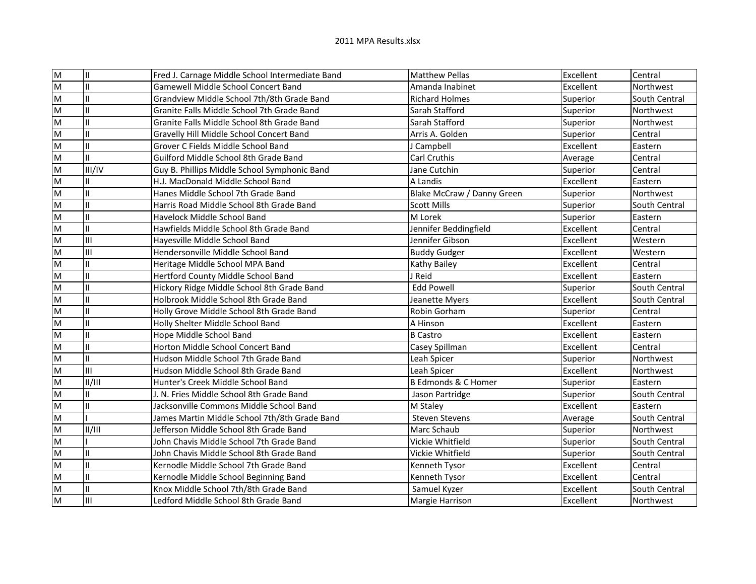| | | | | | |
|---|---|---|---|---|---|
| M | II | Fred J. Carnage Middle School Intermediate Band | Matthew Pellas | Excellent | Central |
| M | II | Gamewell Middle School Concert Band | Amanda Inabinet | Excellent | Northwest |
| M | II | Grandview Middle School 7th/8th Grade Band | Richard Holmes | Superior | South Central |
| M | II | Granite Falls Middle School 7th Grade Band | Sarah Stafford | Superior | Northwest |
| M | II | Granite Falls Middle School 8th Grade Band | Sarah Stafford | Superior | Northwest |
| M | II | Gravelly Hill Middle School Concert Band | Arris A. Golden | Superior | Central |
| M | II | Grover C Fields Middle School Band | J Campbell | Excellent | Eastern |
| M | II | Guilford Middle School 8th Grade Band | Carl Cruthis | Average | Central |
| M | III/IV | Guy B. Phillips Middle School Symphonic Band | Jane Cutchin | Superior | Central |
| M | II | H.J. MacDonald Middle School Band | A Landis | Excellent | Eastern |
| M | II | Hanes Middle School 7th Grade Band | Blake McCraw / Danny Green | Superior | Northwest |
| M | II | Harris Road Middle School 8th Grade Band | Scott Mills | Superior | South Central |
| M | II | Havelock Middle School Band | M Lorek | Superior | Eastern |
| M | II | Hawfields Middle School 8th Grade Band | Jennifer Beddingfield | Excellent | Central |
| M | III | Hayesville Middle School Band | Jennifer Gibson | Excellent | Western |
| M | III | Hendersonville Middle School Band | Buddy Gudger | Excellent | Western |
| M | II | Heritage Middle School MPA Band | Kathy Bailey | Excellent | Central |
| M | II | Hertford County Middle School Band | J Reid | Excellent | Eastern |
| M | II | Hickory Ridge Middle School 8th Grade Band | Edd Powell | Superior | South Central |
| M | II | Holbrook Middle School 8th Grade Band | Jeanette Myers | Excellent | South Central |
| M | II | Holly Grove Middle School 8th Grade Band | Robin Gorham | Superior | Central |
| M | II | Holly Shelter Middle School Band | A Hinson | Excellent | Eastern |
| M | II | Hope Middle School Band | B Castro | Excellent | Eastern |
| M | II | Horton Middle School Concert Band | Casey Spillman | Excellent | Central |
| M | II | Hudson Middle School 7th Grade Band | Leah Spicer | Superior | Northwest |
| M | III | Hudson Middle School 8th Grade Band | Leah Spicer | Excellent | Northwest |
| M | II/III | Hunter's Creek Middle School Band | B Edmonds & C Homer | Superior | Eastern |
| M | II | J. N. Fries Middle School 8th Grade Band | Jason Partridge | Superior | South Central |
| M | II | Jacksonville Commons Middle School Band | M Staley | Excellent | Eastern |
| M | I | James Martin Middle School 7th/8th Grade Band | Steven Stevens | Average | South Central |
| M | II/III | Jefferson Middle School 8th Grade Band | Marc Schaub | Superior | Northwest |
| M | I | John Chavis Middle School 7th Grade Band | Vickie Whitfield | Superior | South Central |
| M | II | John Chavis Middle School 8th Grade Band | Vickie Whitfield | Superior | South Central |
| M | II | Kernodle Middle School 7th Grade Band | Kenneth Tysor | Excellent | Central |
| M | II | Kernodle Middle School Beginning Band | Kenneth Tysor | Excellent | Central |
| M | II | Knox Middle School 7th/8th Grade Band | Samuel Kyzer | Excellent | South Central |
| M | III | Ledford Middle School 8th Grade Band | Margie Harrison | Excellent | Northwest |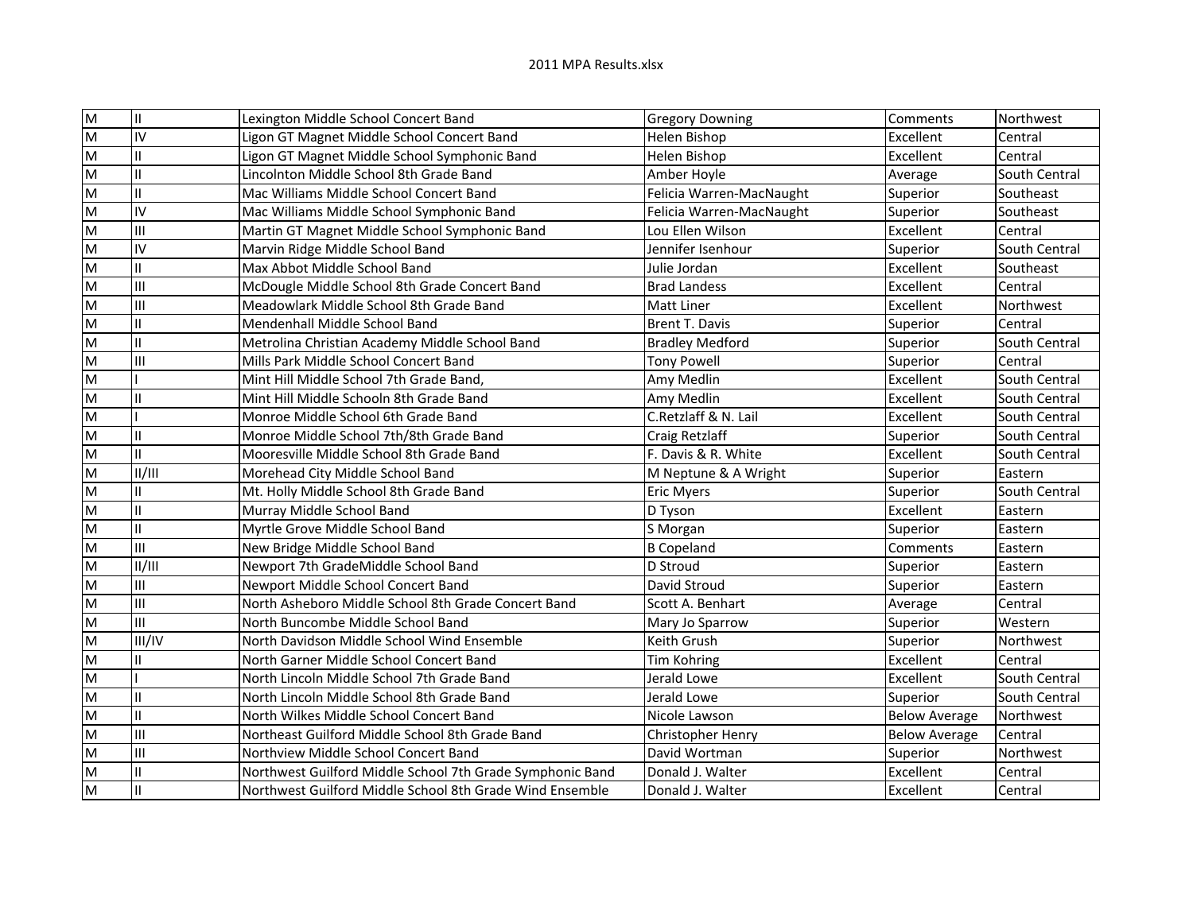| M | II | Lexington Middle School Concert Band | Gregory Downing | Comments | Northwest |
|---|---|---|---|---|---|
| M | IV | Ligon GT Magnet Middle School Concert Band | Helen Bishop | Excellent | Central |
| M | II | Ligon GT Magnet Middle School Symphonic Band | Helen Bishop | Excellent | Central |
| M | II | Lincolnton Middle School 8th Grade Band | Amber Hoyle | Average | South Central |
| M | II | Mac Williams Middle School Concert Band | Felicia Warren-MacNaught | Superior | Southeast |
| M | IV | Mac Williams Middle School Symphonic Band | Felicia Warren-MacNaught | Superior | Southeast |
| M | III | Martin GT Magnet Middle School Symphonic Band | Lou Ellen Wilson | Excellent | Central |
| M | IV | Marvin Ridge Middle School Band | Jennifer Isenhour | Superior | South Central |
| M | II | Max Abbot Middle School Band | Julie Jordan | Excellent | Southeast |
| M | III | McDougle Middle School 8th Grade Concert Band | Brad Landess | Excellent | Central |
| M | III | Meadowlark Middle School 8th Grade Band | Matt Liner | Excellent | Northwest |
| M | II | Mendenhall Middle School Band | Brent T. Davis | Superior | Central |
| M | II | Metrolina Christian Academy Middle School Band | Bradley Medford | Superior | South Central |
| M | III | Mills Park Middle School Concert Band | Tony Powell | Superior | Central |
| M | I | Mint Hill Middle School 7th Grade Band, | Amy Medlin | Excellent | South Central |
| M | II | Mint Hill Middle Schooln 8th Grade Band | Amy Medlin | Excellent | South Central |
| M | I | Monroe Middle School 6th Grade Band | C.Retzlaff & N. Lail | Excellent | South Central |
| M | II | Monroe Middle School 7th/8th Grade Band | Craig Retzlaff | Superior | South Central |
| M | II | Mooresville Middle School 8th Grade Band | F. Davis & R. White | Excellent | South Central |
| M | II/III | Morehead City Middle School Band | M Neptune & A Wright | Superior | Eastern |
| M | II | Mt. Holly Middle School 8th Grade Band | Eric Myers | Superior | South Central |
| M | II | Murray Middle School Band | D Tyson | Excellent | Eastern |
| M | II | Myrtle Grove Middle School Band | S Morgan | Superior | Eastern |
| M | III | New Bridge Middle School Band | B Copeland | Comments | Eastern |
| M | II/III | Newport 7th GradeMiddle School Band | D Stroud | Superior | Eastern |
| M | III | Newport Middle School Concert Band | David Stroud | Superior | Eastern |
| M | III | North Asheboro Middle School 8th Grade Concert Band | Scott A. Benhart | Average | Central |
| M | III | North Buncombe Middle School Band | Mary Jo Sparrow | Superior | Western |
| M | III/IV | North Davidson Middle School Wind Ensemble | Keith Grush | Superior | Northwest |
| M | II | North Garner Middle School Concert Band | Tim Kohring | Excellent | Central |
| M | I | North Lincoln Middle School 7th Grade Band | Jerald Lowe | Excellent | South Central |
| M | II | North Lincoln Middle School 8th Grade Band | Jerald Lowe | Superior | South Central |
| M | II | North Wilkes Middle School Concert Band | Nicole Lawson | Below Average | Northwest |
| M | III | Northeast Guilford Middle School 8th Grade Band | Christopher Henry | Below Average | Central |
| M | III | Northview Middle School Concert Band | David Wortman | Superior | Northwest |
| M | II | Northwest Guilford Middle School 7th Grade Symphonic Band | Donald J. Walter | Excellent | Central |
| M | II | Northwest Guilford Middle School 8th Grade Wind Ensemble | Donald J. Walter | Excellent | Central |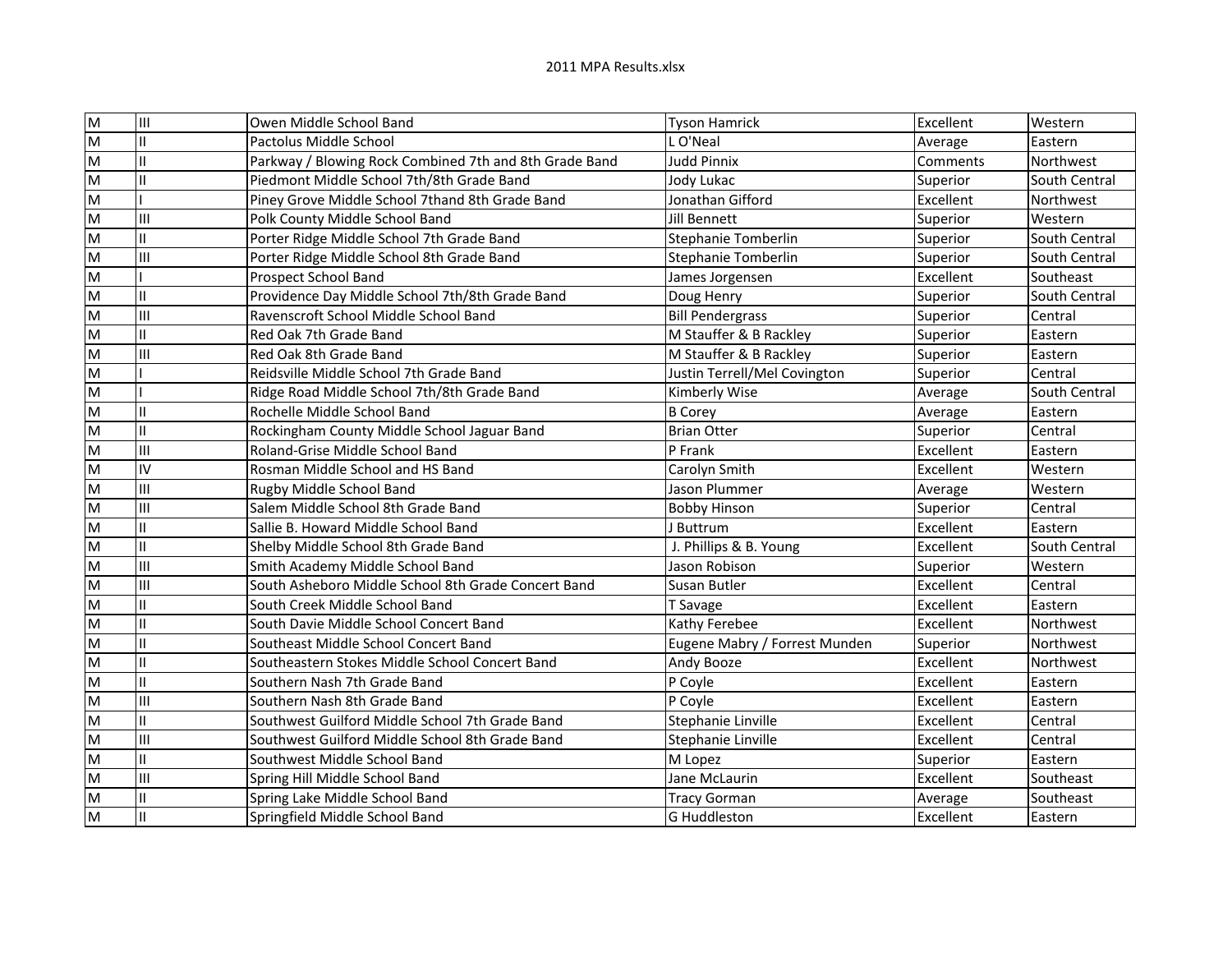| | | | | | |
|---|---|---|---|---|---|
| M | III | Owen Middle School Band | Tyson Hamrick | Excellent | Western |
| M | II | Pactolus Middle School | L O'Neal | Average | Eastern |
| M | II | Parkway / Blowing Rock Combined 7th and 8th Grade Band | Judd Pinnix | Comments | Northwest |
| M | II | Piedmont Middle School 7th/8th Grade Band | Jody Lukac | Superior | South Central |
| M | I | Piney Grove Middle School 7thand 8th Grade Band | Jonathan Gifford | Excellent | Northwest |
| M | III | Polk County Middle School Band | Jill Bennett | Superior | Western |
| M | II | Porter Ridge Middle School 7th Grade Band | Stephanie Tomberlin | Superior | South Central |
| M | III | Porter Ridge Middle School 8th Grade Band | Stephanie Tomberlin | Superior | South Central |
| M | I | Prospect School Band | James Jorgensen | Excellent | Southeast |
| M | II | Providence Day Middle School 7th/8th Grade Band | Doug Henry | Superior | South Central |
| M | III | Ravenscroft School Middle School Band | Bill Pendergrass | Superior | Central |
| M | II | Red Oak 7th Grade Band | M Stauffer & B Rackley | Superior | Eastern |
| M | III | Red Oak 8th Grade Band | M Stauffer & B Rackley | Superior | Eastern |
| M | I | Reidsville Middle School 7th Grade Band | Justin Terrell/Mel Covington | Superior | Central |
| M | I | Ridge Road Middle School 7th/8th Grade Band | Kimberly Wise | Average | South Central |
| M | II | Rochelle Middle School Band | B Corey | Average | Eastern |
| M | II | Rockingham County Middle School Jaguar Band | Brian Otter | Superior | Central |
| M | III | Roland-Grise Middle School Band | P Frank | Excellent | Eastern |
| M | IV | Rosman Middle School and HS Band | Carolyn Smith | Excellent | Western |
| M | III | Rugby Middle School Band | Jason Plummer | Average | Western |
| M | III | Salem Middle School 8th Grade Band | Bobby Hinson | Superior | Central |
| M | II | Sallie B. Howard Middle School Band | J Buttrum | Excellent | Eastern |
| M | II | Shelby Middle School 8th Grade Band | J. Phillips & B. Young | Excellent | South Central |
| M | III | Smith Academy Middle School Band | Jason Robison | Superior | Western |
| M | III | South Asheboro Middle School 8th Grade Concert Band | Susan Butler | Excellent | Central |
| M | II | South Creek Middle School Band | T Savage | Excellent | Eastern |
| M | II | South Davie Middle School Concert Band | Kathy Ferebee | Excellent | Northwest |
| M | II | Southeast Middle School Concert Band | Eugene Mabry / Forrest Munden | Superior | Northwest |
| M | II | Southeastern Stokes Middle School Concert Band | Andy Booze | Excellent | Northwest |
| M | II | Southern Nash 7th Grade Band | P Coyle | Excellent | Eastern |
| M | III | Southern Nash 8th Grade Band | P Coyle | Excellent | Eastern |
| M | II | Southwest Guilford Middle School 7th Grade Band | Stephanie Linville | Excellent | Central |
| M | III | Southwest Guilford Middle School 8th Grade Band | Stephanie Linville | Excellent | Central |
| M | II | Southwest Middle School Band | M Lopez | Superior | Eastern |
| M | III | Spring Hill Middle School Band | Jane McLaurin | Excellent | Southeast |
| M | II | Spring Lake Middle School Band | Tracy Gorman | Average | Southeast |
| M | II | Springfield Middle School Band | G Huddleston | Excellent | Eastern |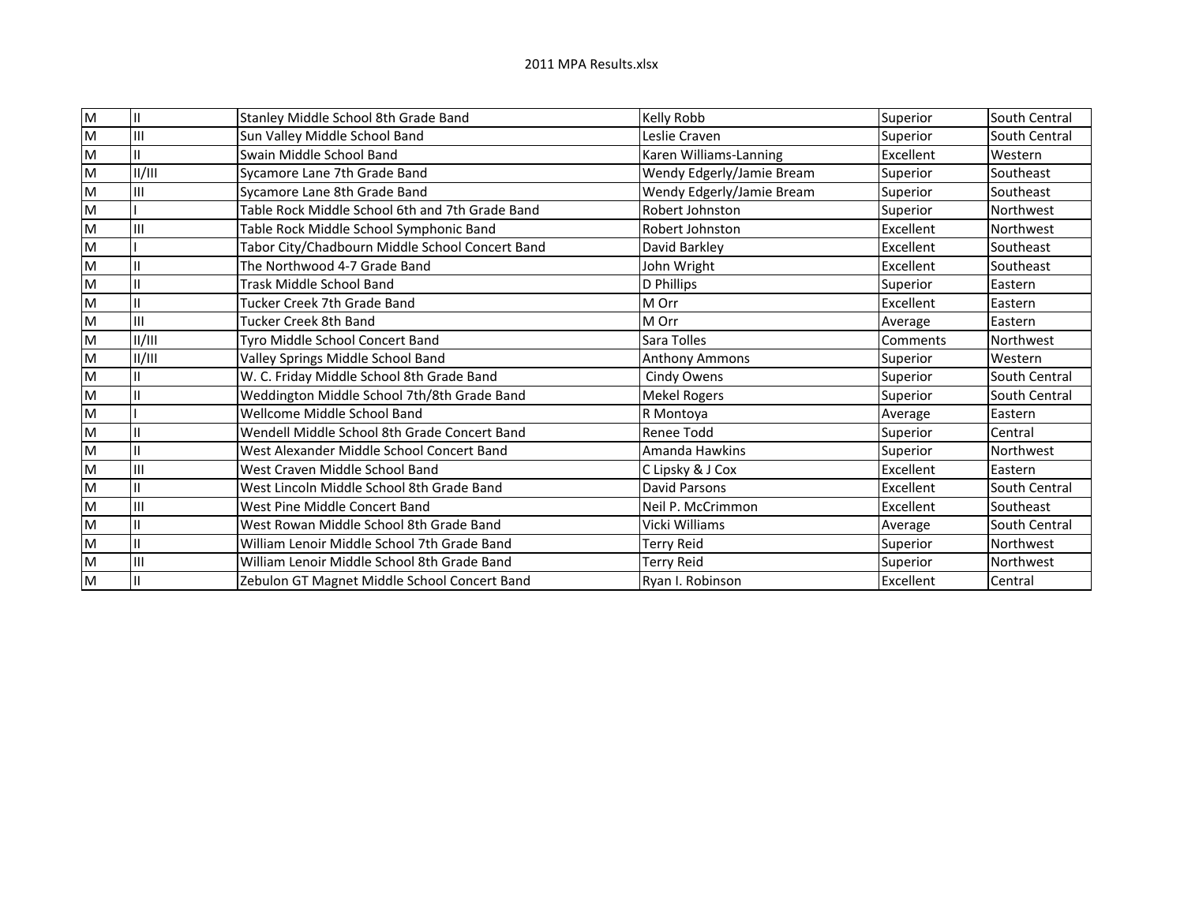| | | | | | |
|---|---|---|---|---|---|
| M | II | Stanley Middle School 8th Grade Band | Kelly Robb | Superior | South Central |
| M | III | Sun Valley Middle School Band | Leslie Craven | Superior | South Central |
| M | II | Swain Middle School Band | Karen Williams-Lanning | Excellent | Western |
| M | II/III | Sycamore Lane 7th Grade Band | Wendy Edgerly/Jamie Bream | Superior | Southeast |
| M | III | Sycamore Lane 8th Grade Band | Wendy Edgerly/Jamie Bream | Superior | Southeast |
| M | I | Table Rock Middle School 6th and 7th Grade Band | Robert Johnston | Superior | Northwest |
| M | III | Table Rock Middle School Symphonic Band | Robert Johnston | Excellent | Northwest |
| M | I | Tabor City/Chadbourn Middle School Concert Band | David Barkley | Excellent | Southeast |
| M | II | The Northwood 4-7 Grade Band | John Wright | Excellent | Southeast |
| M | II | Trask Middle School Band | D Phillips | Superior | Eastern |
| M | II | Tucker Creek 7th Grade Band | M Orr | Excellent | Eastern |
| M | III | Tucker Creek 8th Band | M Orr | Average | Eastern |
| M | II/III | Tyro Middle School Concert Band | Sara Tolles | Comments | Northwest |
| M | II/III | Valley Springs Middle School Band | Anthony Ammons | Superior | Western |
| M | II | W. C. Friday Middle School 8th Grade Band | Cindy Owens | Superior | South Central |
| M | II | Weddington Middle School 7th/8th Grade Band | Mekel Rogers | Superior | South Central |
| M | I | Wellcome Middle School Band | R Montoya | Average | Eastern |
| M | II | Wendell Middle School 8th Grade Concert Band | Renee Todd | Superior | Central |
| M | II | West Alexander Middle School Concert Band | Amanda Hawkins | Superior | Northwest |
| M | III | West Craven Middle School Band | C Lipsky & J Cox | Excellent | Eastern |
| M | II | West Lincoln Middle School 8th Grade Band | David Parsons | Excellent | South Central |
| M | III | West Pine Middle Concert Band | Neil P. McCrimmon | Excellent | Southeast |
| M | II | West Rowan Middle School 8th Grade Band | Vicki Williams | Average | South Central |
| M | II | William Lenoir Middle School 7th Grade Band | Terry Reid | Superior | Northwest |
| M | III | William Lenoir Middle School 8th Grade Band | Terry Reid | Superior | Northwest |
| M | II | Zebulon GT Magnet Middle School Concert Band | Ryan I. Robinson | Excellent | Central |